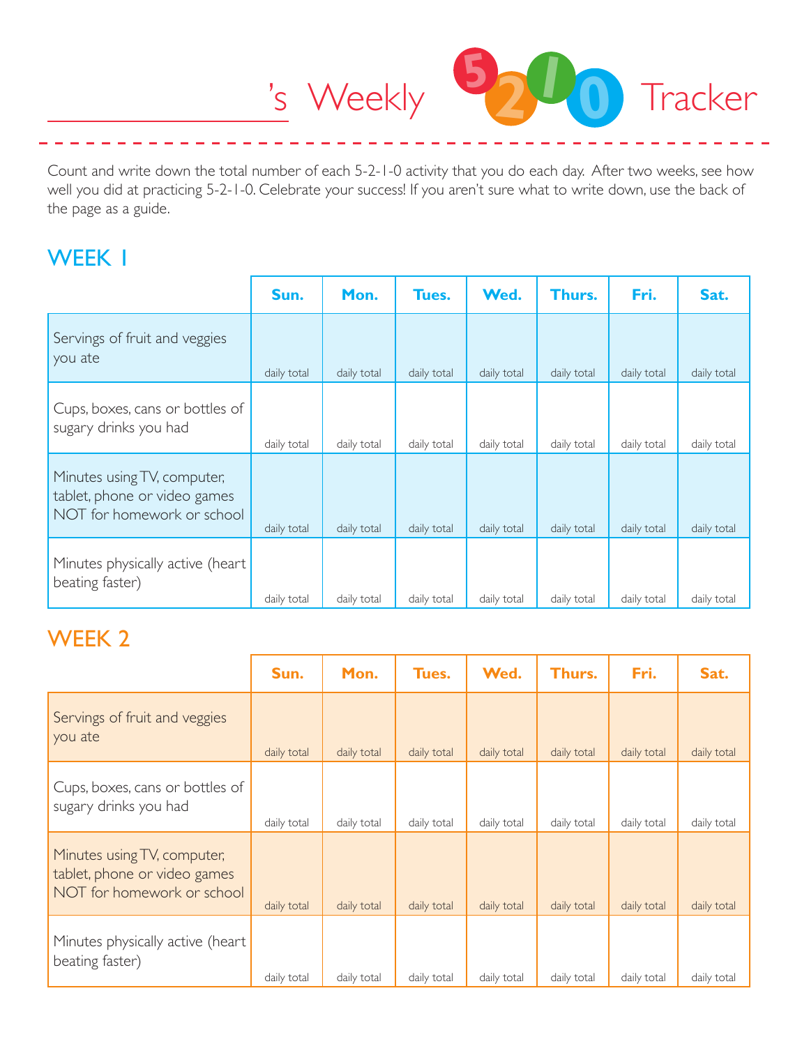# _______________'s Weekly 5-2-1-0 Tracker

Count and write down the total number of each 5-2-1-0 activity that you do each day. After two weeks, see how well you did at practicing 5-2-1-0. Celebrate your success! If you aren't sure what to write down, use the back of the page as a guide.

## WEEK 1

| | Sun. | Mon. | Tues. | Wed. | Thurs. | Fri. | Sat. |
|---|---|---|---|---|---|---|---|
| Servings of fruit and veggies you ate | daily total | daily total | daily total | daily total | daily total | daily total | daily total |
| Cups, boxes, cans or bottles of sugary drinks you had | daily total | daily total | daily total | daily total | daily total | daily total | daily total |
| Minutes using TV, computer, tablet, phone or video games NOT for homework or school | daily total | daily total | daily total | daily total | daily total | daily total | daily total |
| Minutes physically active (heart beating faster) | daily total | daily total | daily total | daily total | daily total | daily total | daily total |

## WEEK 2

| | Sun. | Mon. | Tues. | Wed. | Thurs. | Fri. | Sat. |
|---|---|---|---|---|---|---|---|
| Servings of fruit and veggies you ate | daily total | daily total | daily total | daily total | daily total | daily total | daily total |
| Cups, boxes, cans or bottles of sugary drinks you had | daily total | daily total | daily total | daily total | daily total | daily total | daily total |
| Minutes using TV, computer, tablet, phone or video games NOT for homework or school | daily total | daily total | daily total | daily total | daily total | daily total | daily total |
| Minutes physically active (heart beating faster) | daily total | daily total | daily total | daily total | daily total | daily total | daily total |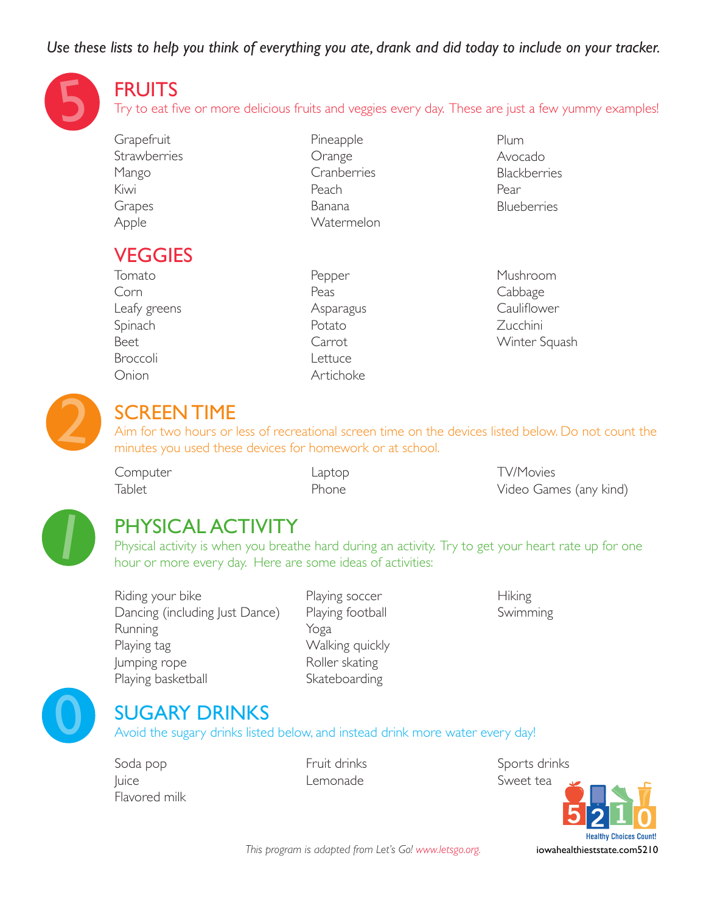*Use these lists to help you think of everything you ate, drank and did today to include on your tracker.*

## 5 FRUITS

Try to eat five or more delicious fruits and veggies every day. These are just a few yummy examples!

- Grapefruit
- Strawberries
- Mango
- Kiwi
- Grapes
- Apple
- Pineapple
- Orange
- Cranberries
- Peach
- Banana
- Watermelon
- Plum
- Avocado
- Blackberries
- Pear
- Blueberries

## VEGGIES

- Tomato
- Corn
- Leafy greens
- Spinach
- Beet
- Broccoli
- Onion
- Pepper
- Peas
- Asparagus
- Potato
- Carrot
- Lettuce
- Artichoke
- Mushroom
- Cabbage
- Cauliflower
- Zucchini
- Winter Squash

## 2 SCREEN TIME

Aim for two hours or less of recreational screen time on the devices listed below. Do not count the minutes you used these devices for homework or at school.

- Computer
- Tablet
- Laptop
- Phone
- TV/Movies
- Video Games (any kind)

## 1 PHYSICAL ACTIVITY

Physical activity is when you breathe hard during an activity. Try to get your heart rate up for one hour or more every day. Here are some ideas of activities:

- Riding your bike
- Dancing (including Just Dance)
- Running
- Playing tag
- Jumping rope
- Playing basketball
- Playing soccer
- Playing football
- Yoga
- Walking quickly
- Roller skating
- Skateboarding
- Hiking
- Swimming

## 0 SUGARY DRINKS

Avoid the sugary drinks listed below, and instead drink more water every day!

- Soda pop
- Juice
- Flavored milk
- Fruit drinks
- Lemonade
- Sports drinks
- Sweet tea

5210 Healthy Choices Count!

*This program is adapted from Let's Go! www.letsgo.org.*

iowahealthieststate.com5210